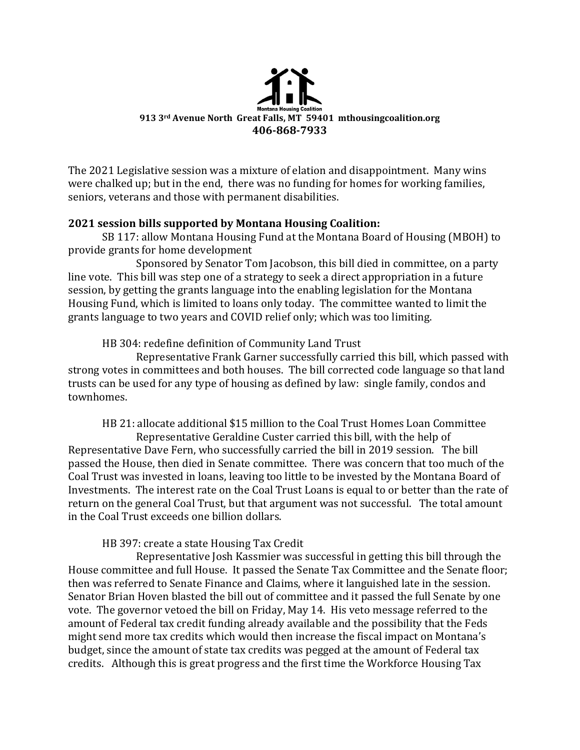Montana Housing Coalition

**913 3rd Avenue North Great Falls, MT 59401 mthousingcoalition.org**

**406-868-7933**

The 2021 Legislative session was a mixture of elation and disappointment. Many wins were chalked up; but in the end, there was no funding for homes for working families, seniors, veterans and those with permanent disabilities.

**2021 session bills supported by Montana Housing Coalition:**

SB 117: allow Montana Housing Fund at the Montana Board of Housing (MBOH) to provide grants for home development

Sponsored by Senator Tom Jacobson, this bill died in committee, on a party line vote. This bill was step one of a strategy to seek a direct appropriation in a future session, by getting the grants language into the enabling legislation for the Montana Housing Fund, which is limited to loans only today. The committee wanted to limit the grants language to two years and COVID relief only; which was too limiting.

HB 304: redefine definition of Community Land Trust

Representative Frank Garner successfully carried this bill, which passed with strong votes in committees and both houses. The bill corrected code language so that land trusts can be used for any type of housing as defined by law: single family, condos and townhomes.

HB 21: allocate additional $15 million to the Coal Trust Homes Loan Committee

Representative Geraldine Custer carried this bill, with the help of Representative Dave Fern, who successfully carried the bill in 2019 session. The bill passed the House, then died in Senate committee. There was concern that too much of the Coal Trust was invested in loans, leaving too little to be invested by the Montana Board of Investments. The interest rate on the Coal Trust Loans is equal to or better than the rate of return on the general Coal Trust, but that argument was not successful. The total amount in the Coal Trust exceeds one billion dollars.

HB 397: create a state Housing Tax Credit

Representative Josh Kassmier was successful in getting this bill through the House committee and full House. It passed the Senate Tax Committee and the Senate floor; then was referred to Senate Finance and Claims, where it languished late in the session. Senator Brian Hoven blasted the bill out of committee and it passed the full Senate by one vote. The governor vetoed the bill on Friday, May 14. His veto message referred to the amount of Federal tax credit funding already available and the possibility that the Feds might send more tax credits which would then increase the fiscal impact on Montana's budget, since the amount of state tax credits was pegged at the amount of Federal tax credits. Although this is great progress and the first time the Workforce Housing Tax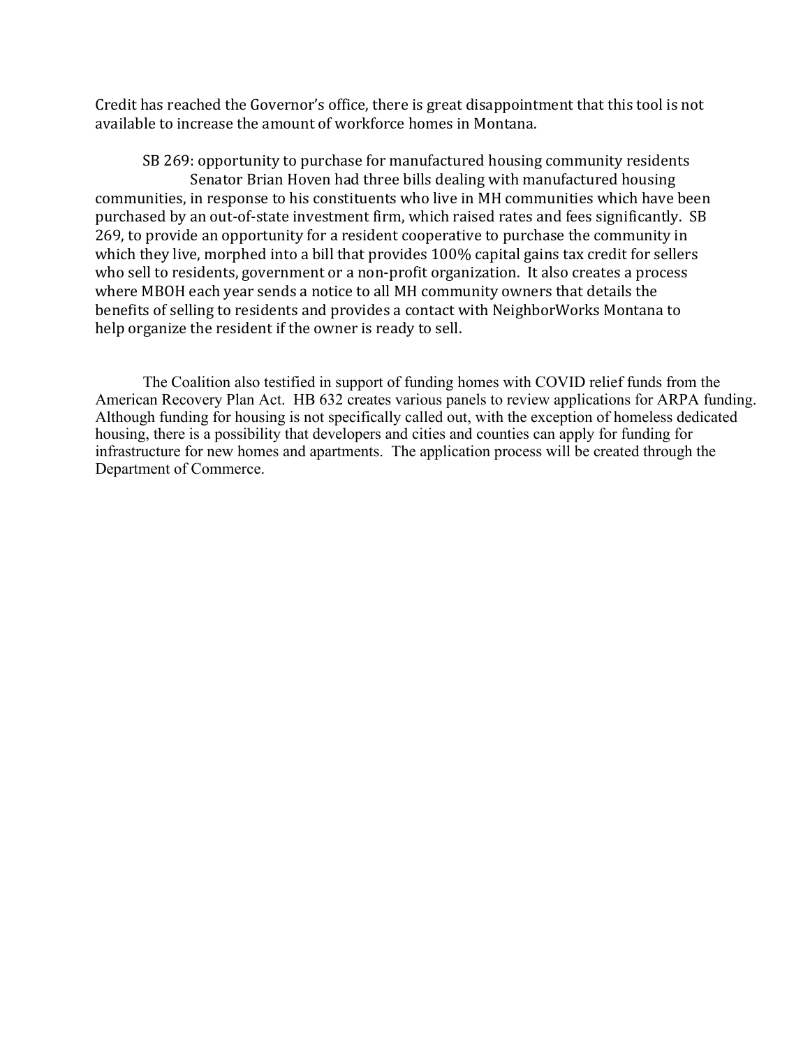Credit has reached the Governor's office, there is great disappointment that this tool is not available to increase the amount of workforce homes in Montana.

SB 269: opportunity to purchase for manufactured housing community residents

Senator Brian Hoven had three bills dealing with manufactured housing communities, in response to his constituents who live in MH communities which have been purchased by an out-of-state investment firm, which raised rates and fees significantly. SB 269, to provide an opportunity for a resident cooperative to purchase the community in which they live, morphed into a bill that provides 100% capital gains tax credit for sellers who sell to residents, government or a non-profit organization. It also creates a process where MBOH each year sends a notice to all MH community owners that details the benefits of selling to residents and provides a contact with NeighborWorks Montana to help organize the resident if the owner is ready to sell.

The Coalition also testified in support of funding homes with COVID relief funds from the American Recovery Plan Act. HB 632 creates various panels to review applications for ARPA funding. Although funding for housing is not specifically called out, with the exception of homeless dedicated housing, there is a possibility that developers and cities and counties can apply for funding for infrastructure for new homes and apartments. The application process will be created through the Department of Commerce.